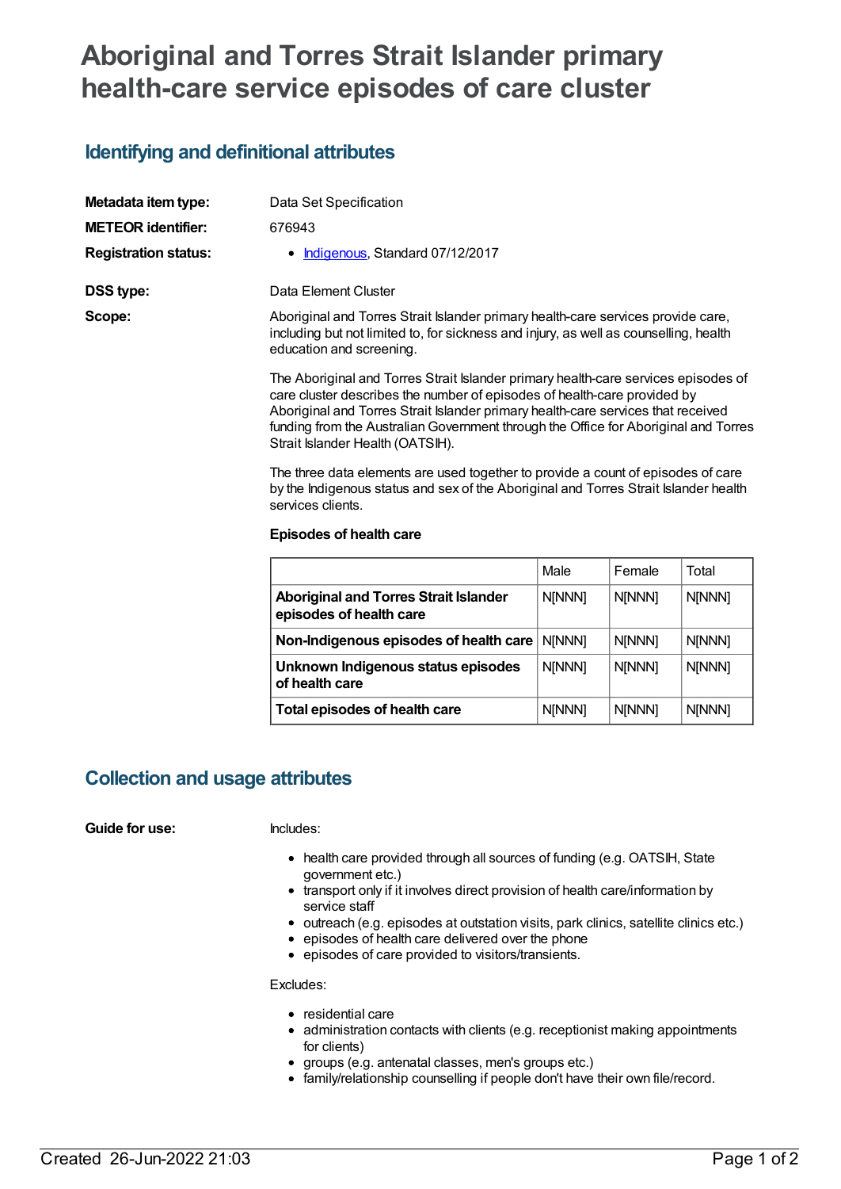# Aboriginal and Torres Strait Islander primary health-care service episodes of care cluster

## Identifying and definitional attributes

**Metadata item type:** Data Set Specification

**METEOR identifier:** 676943

**Registration status:**
- Indigenous, Standard 07/12/2017

**DSS type:** Data Element Cluster

**Scope:**

Aboriginal and Torres Strait Islander primary health-care services provide care, including but not limited to, for sickness and injury, as well as counselling, health education and screening.

The Aboriginal and Torres Strait Islander primary health-care services episodes of care cluster describes the number of episodes of health-care provided by Aboriginal and Torres Strait Islander primary health-care services that received funding from the Australian Government through the Office for Aboriginal and Torres Strait Islander Health (OATSIH).

The three data elements are used together to provide a count of episodes of care by the Indigenous status and sex of the Aboriginal and Torres Strait Islander health services clients.

**Episodes of health care**

| | Male | Female | Total |
|---|---|---|---|
| **Aboriginal and Torres Strait Islander episodes of health care** | N[NNN] | N[NNN] | N[NNN] |
| **Non-Indigenous episodes of health care** | N[NNN] | N[NNN] | N[NNN] |
| **Unknown Indigenous status episodes of health care** | N[NNN] | N[NNN] | N[NNN] |
| **Total episodes of health care** | N[NNN] | N[NNN] | N[NNN] |

## Collection and usage attributes

**Guide for use:**

Includes:

- health care provided through all sources of funding (e.g. OATSIH, State government etc.)
- transport only if it involves direct provision of health care/information by service staff
- outreach (e.g. episodes at outstation visits, park clinics, satellite clinics etc.)
- episodes of health care delivered over the phone
- episodes of care provided to visitors/transients.

Excludes:

- residential care
- administration contacts with clients (e.g. receptionist making appointments for clients)
- groups (e.g. antenatal classes, men's groups etc.)
- family/relationship counselling if people don't have their own file/record.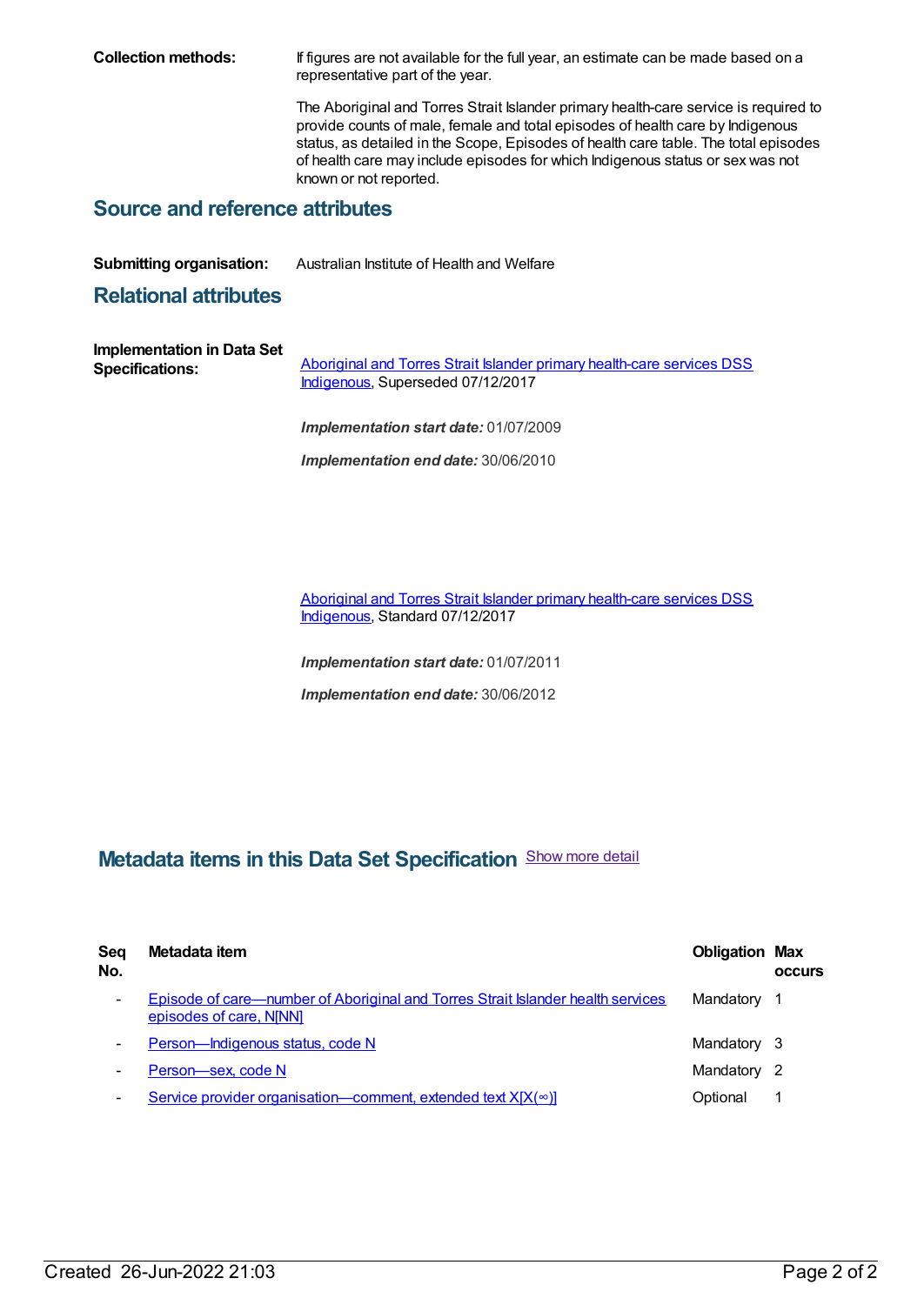**Collection methods:** If figures are not available for the full year, an estimate can be made based on a representative part of the year.

The Aboriginal and Torres Strait Islander primary health-care service is required to provide counts of male, female and total episodes of health care by Indigenous status, as detailed in the Scope, Episodes of health care table. The total episodes of health care may include episodes for which Indigenous status or sex was not known or not reported.

## Source and reference attributes

**Submitting organisation:** Australian Institute of Health and Welfare

## Relational attributes

**Implementation in Data Set Specifications:**

Aboriginal and Torres Strait Islander primary health-care services DSS Indigenous, Superseded 07/12/2017

*Implementation start date:* 01/07/2009

*Implementation end date:* 30/06/2010

Aboriginal and Torres Strait Islander primary health-care services DSS Indigenous, Standard 07/12/2017

*Implementation start date:* 01/07/2011

*Implementation end date:* 30/06/2012

## Metadata items in this Data Set Specification

Show more detail

| Seq No. | Metadata item | Obligation | Max occurs |
| --- | --- | --- | --- |
| - | Episode of care—number of Aboriginal and Torres Strait Islander health services episodes of care, N[NN] | Mandatory | 1 |
| - | Person—Indigenous status, code N | Mandatory | 3 |
| - | Person—sex, code N | Mandatory | 2 |
| - | Service provider organisation—comment, extended text X[X(∞)] | Optional | 1 |

Created 26-Jun-2022 21:03